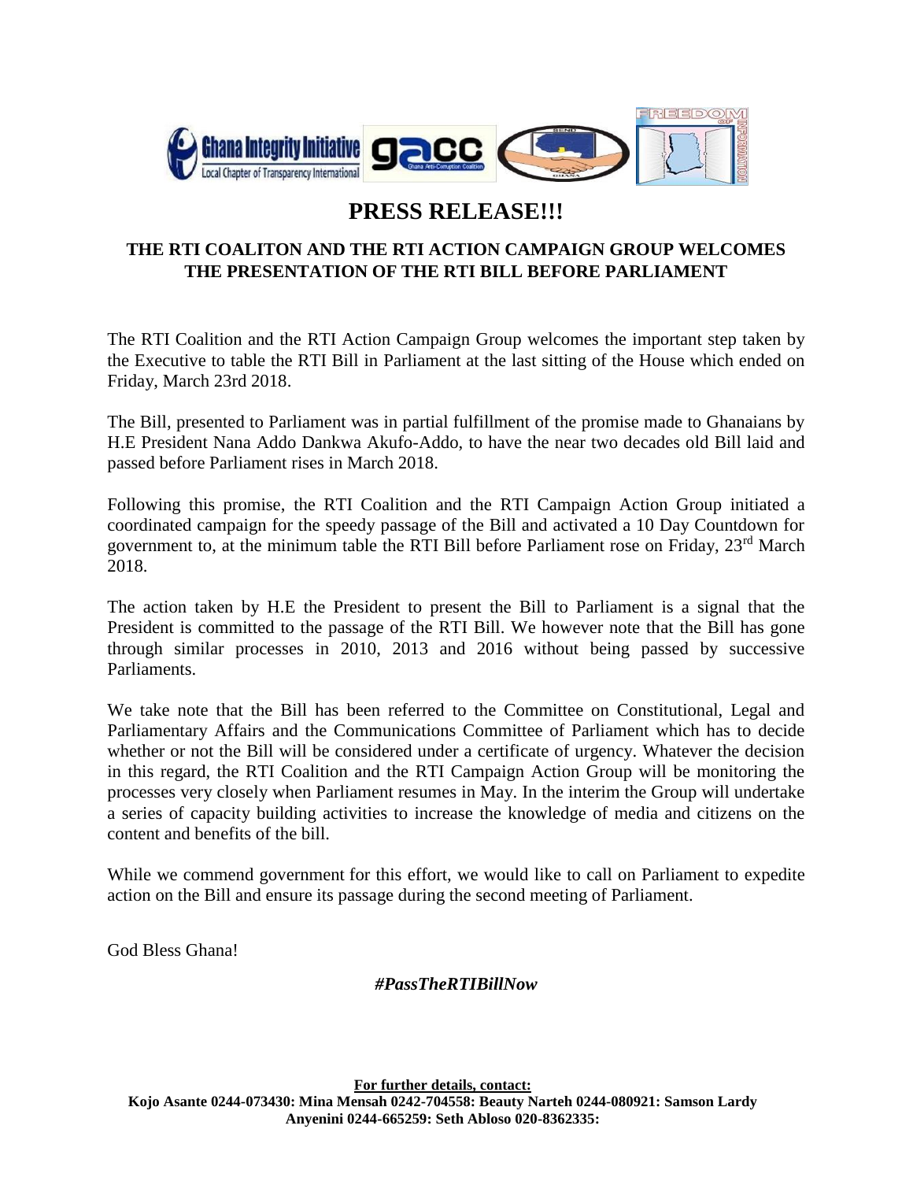# PRESS RELEASE!!!

**THE RTI COALITON AND THE RTI ACTION CAMPAIGN GROUP WELCOMES THE PRESENTATION OF THE RTI BILL BEFORE PARLIAMENT**

The RTI Coalition and the RTI Action Campaign Group welcomes the important step taken by the Executive to table the RTI Bill in Parliament at the last sitting of the House which ended on Friday, March 23rd 2018.

The Bill, presented to Parliament was in partial fulfillment of the promise made to Ghanaians by H.E President Nana Addo Dankwa Akufo-Addo, to have the near two decades old Bill laid and passed before Parliament rises in March 2018.

Following this promise, the RTI Coalition and the RTI Campaign Action Group initiated a coordinated campaign for the speedy passage of the Bill and activated a 10 Day Countdown for government to, at the minimum table the RTI Bill before Parliament rose on Friday, 23rd March 2018.

The action taken by H.E the President to present the Bill to Parliament is a signal that the President is committed to the passage of the RTI Bill. We however note that the Bill has gone through similar processes in 2010, 2013 and 2016 without being passed by successive Parliaments.

We take note that the Bill has been referred to the Committee on Constitutional, Legal and Parliamentary Affairs and the Communications Committee of Parliament which has to decide whether or not the Bill will be considered under a certificate of urgency. Whatever the decision in this regard, the RTI Coalition and the RTI Campaign Action Group will be monitoring the processes very closely when Parliament resumes in May. In the interim the Group will undertake a series of capacity building activities to increase the knowledge of media and citizens on the content and benefits of the bill.

While we commend government for this effort, we would like to call on Parliament to expedite action on the Bill and ensure its passage during the second meeting of Parliament.

God Bless Ghana!

***#PassTheRTIBillNow***

**For further details, contact:**
**Kojo Asante 0244-073430: Mina Mensah 0242-704558: Beauty Narteh 0244-080921: Samson Lardy Anyenini 0244-665259: Seth Abloso 020-8362335:**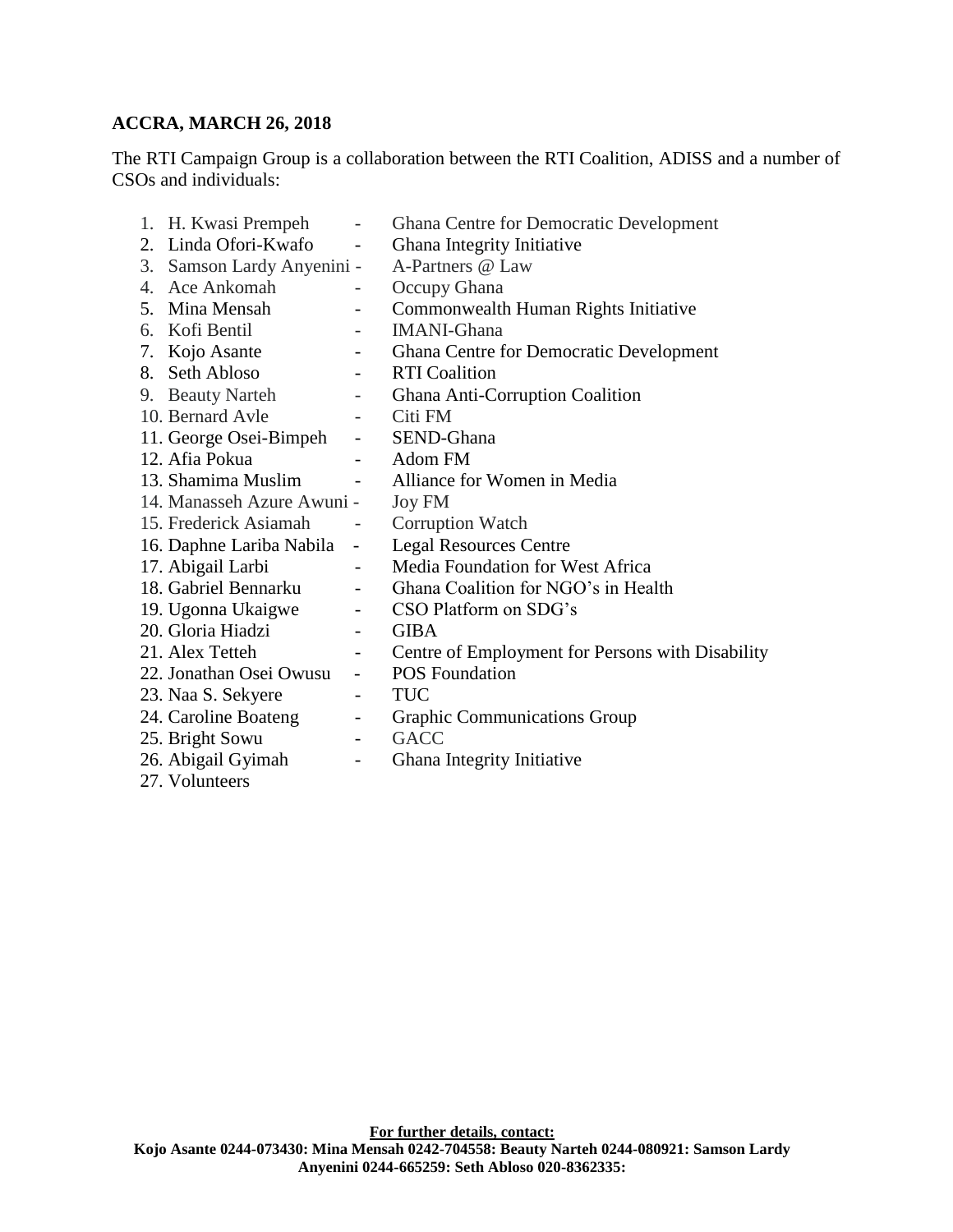**ACCRA, MARCH 26, 2018**

The RTI Campaign Group is a collaboration between the RTI Coalition, ADISS and a number of CSOs and individuals:

1. H. Kwasi Prempeh - Ghana Centre for Democratic Development
2. Linda Ofori-Kwafo - Ghana Integrity Initiative
3. Samson Lardy Anyenini - A-Partners @ Law
4. Ace Ankomah - Occupy Ghana
5. Mina Mensah - Commonwealth Human Rights Initiative
6. Kofi Bentil - IMANI-Ghana
7. Kojo Asante - Ghana Centre for Democratic Development
8. Seth Abloso - RTI Coalition
9. Beauty Narteh - Ghana Anti-Corruption Coalition
10. Bernard Avle - Citi FM
11. George Osei-Bimpeh - SEND-Ghana
12. Afia Pokua - Adom FM
13. Shamima Muslim - Alliance for Women in Media
14. Manasseh Azure Awuni - Joy FM
15. Frederick Asiamah - Corruption Watch
16. Daphne Lariba Nabila - Legal Resources Centre
17. Abigail Larbi - Media Foundation for West Africa
18. Gabriel Bennarku - Ghana Coalition for NGO's in Health
19. Ugonna Ukaigwe - CSO Platform on SDG's
20. Gloria Hiadzi - GIBA
21. Alex Tetteh - Centre of Employment for Persons with Disability
22. Jonathan Osei Owusu - POS Foundation
23. Naa S. Sekyere - TUC
24. Caroline Boateng - Graphic Communications Group
25. Bright Sowu - GACC
26. Abigail Gyimah - Ghana Integrity Initiative
27. Volunteers

**For further details, contact:**

**Kojo Asante 0244-073430: Mina Mensah 0242-704558: Beauty Narteh 0244-080921: Samson Lardy Anyenini 0244-665259: Seth Abloso 020-8362335:**